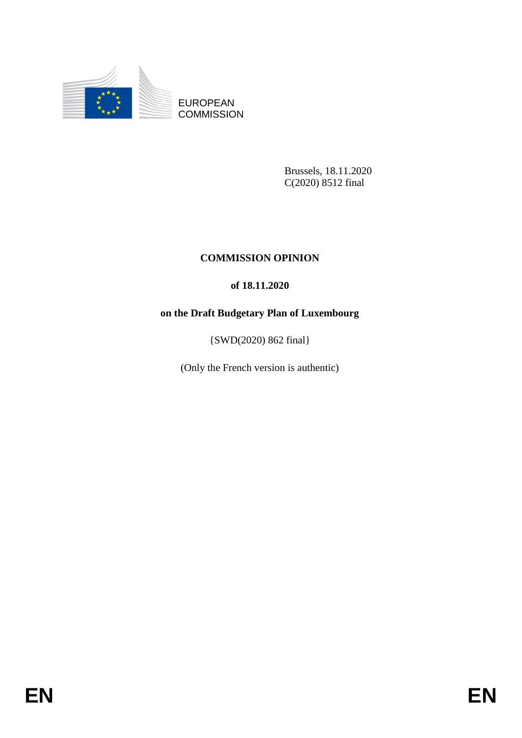EUROPEAN COMMISSION

Brussels, 18.11.2020
C(2020) 8512 final

**COMMISSION OPINION**

**of 18.11.2020**

**on the Draft Budgetary Plan of Luxembourg**

{SWD(2020) 862 final}

(Only the French version is authentic)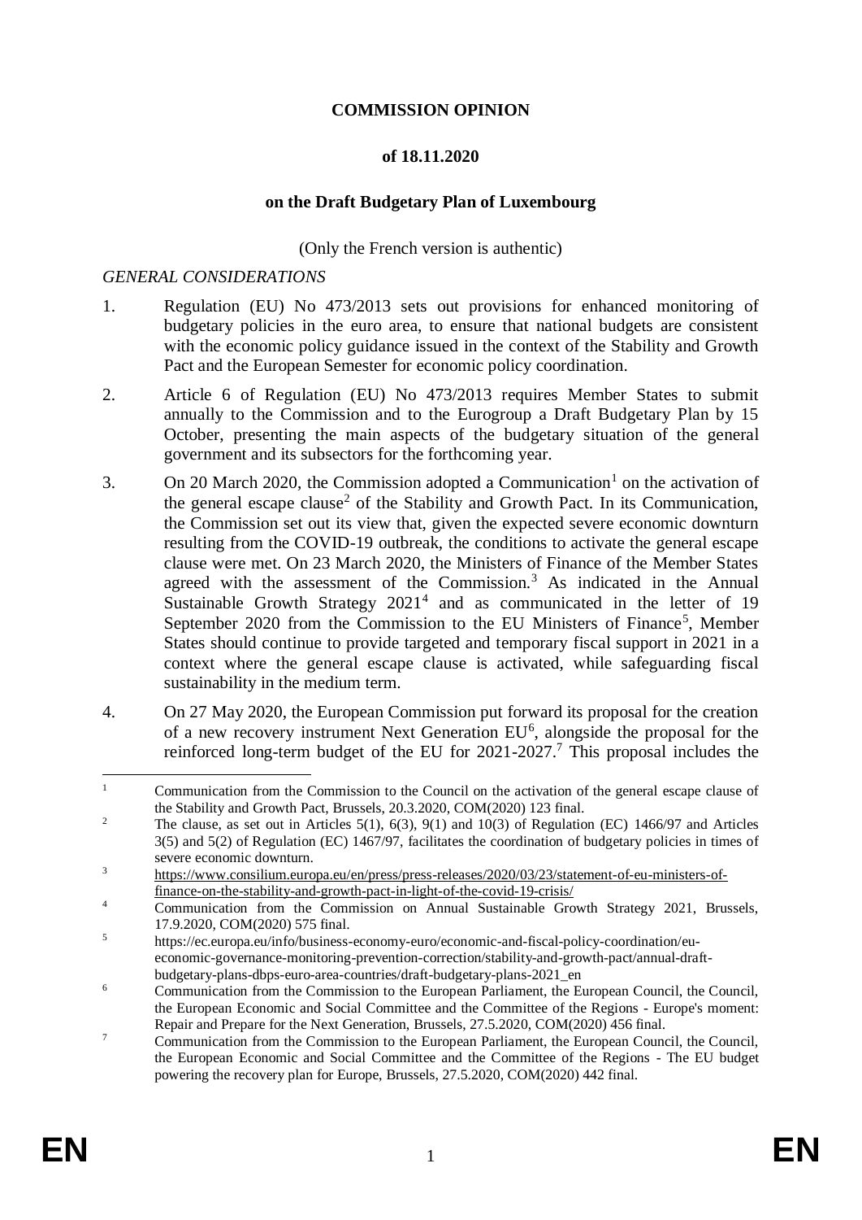**COMMISSION OPINION**

**of 18.11.2020**

**on the Draft Budgetary Plan of Luxembourg**

(Only the French version is authentic)

*GENERAL CONSIDERATIONS*

1. Regulation (EU) No 473/2013 sets out provisions for enhanced monitoring of budgetary policies in the euro area, to ensure that national budgets are consistent with the economic policy guidance issued in the context of the Stability and Growth Pact and the European Semester for economic policy coordination.

2. Article 6 of Regulation (EU) No 473/2013 requires Member States to submit annually to the Commission and to the Eurogroup a Draft Budgetary Plan by 15 October, presenting the main aspects of the budgetary situation of the general government and its subsectors for the forthcoming year.

3. On 20 March 2020, the Commission adopted a Communication[1] on the activation of the general escape clause[2] of the Stability and Growth Pact. In its Communication, the Commission set out its view that, given the expected severe economic downturn resulting from the COVID-19 outbreak, the conditions to activate the general escape clause were met. On 23 March 2020, the Ministers of Finance of the Member States agreed with the assessment of the Commission.[3] As indicated in the Annual Sustainable Growth Strategy 2021[4] and as communicated in the letter of 19 September 2020 from the Commission to the EU Ministers of Finance[5], Member States should continue to provide targeted and temporary fiscal support in 2021 in a context where the general escape clause is activated, while safeguarding fiscal sustainability in the medium term.

4. On 27 May 2020, the European Commission put forward its proposal for the creation of a new recovery instrument Next Generation EU[6], alongside the proposal for the reinforced long-term budget of the EU for 2021-2027.[7] This proposal includes the

---

[1] Communication from the Commission to the Council on the activation of the general escape clause of the Stability and Growth Pact, Brussels, 20.3.2020, COM(2020) 123 final.

[2] The clause, as set out in Articles 5(1), 6(3), 9(1) and 10(3) of Regulation (EC) 1466/97 and Articles 3(5) and 5(2) of Regulation (EC) 1467/97, facilitates the coordination of budgetary policies in times of severe economic downturn.

[3] https://www.consilium.europa.eu/en/press/press-releases/2020/03/23/statement-of-eu-ministers-of-finance-on-the-stability-and-growth-pact-in-light-of-the-covid-19-crisis/

[4] Communication from the Commission on Annual Sustainable Growth Strategy 2021, Brussels, 17.9.2020, COM(2020) 575 final.

[5] https://ec.europa.eu/info/business-economy-euro/economic-and-fiscal-policy-coordination/eu-economic-governance-monitoring-prevention-correction/stability-and-growth-pact/annual-draft-budgetary-plans-dbps-euro-area-countries/draft-budgetary-plans-2021_en

[6] Communication from the Commission to the European Parliament, the European Council, the Council, the European Economic and Social Committee and the Committee of the Regions - Europe's moment: Repair and Prepare for the Next Generation, Brussels, 27.5.2020, COM(2020) 456 final.

[7] Communication from the Commission to the European Parliament, the European Council, the Council, the European Economic and Social Committee and the Committee of the Regions - The EU budget powering the recovery plan for Europe, Brussels, 27.5.2020, COM(2020) 442 final.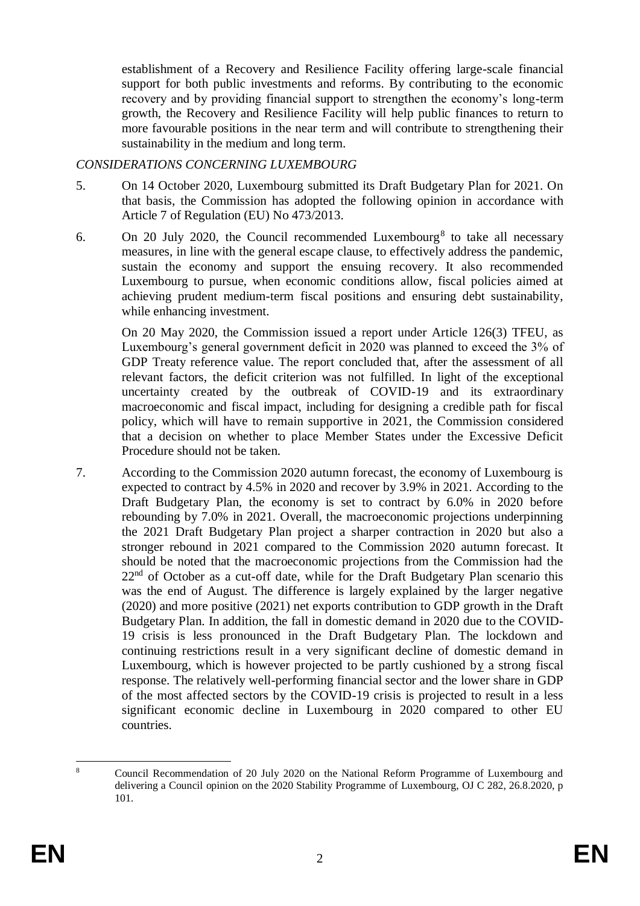establishment of a Recovery and Resilience Facility offering large-scale financial support for both public investments and reforms. By contributing to the economic recovery and by providing financial support to strengthen the economy's long-term growth, the Recovery and Resilience Facility will help public finances to return to more favourable positions in the near term and will contribute to strengthening their sustainability in the medium and long term.

*CONSIDERATIONS CONCERNING LUXEMBOURG*

5. On 14 October 2020, Luxembourg submitted its Draft Budgetary Plan for 2021. On that basis, the Commission has adopted the following opinion in accordance with Article 7 of Regulation (EU) No 473/2013.

6. On 20 July 2020, the Council recommended Luxembourg[8] to take all necessary measures, in line with the general escape clause, to effectively address the pandemic, sustain the economy and support the ensuing recovery. It also recommended Luxembourg to pursue, when economic conditions allow, fiscal policies aimed at achieving prudent medium-term fiscal positions and ensuring debt sustainability, while enhancing investment.

   On 20 May 2020, the Commission issued a report under Article 126(3) TFEU, as Luxembourg's general government deficit in 2020 was planned to exceed the 3% of GDP Treaty reference value. The report concluded that, after the assessment of all relevant factors, the deficit criterion was not fulfilled. In light of the exceptional uncertainty created by the outbreak of COVID-19 and its extraordinary macroeconomic and fiscal impact, including for designing a credible path for fiscal policy, which will have to remain supportive in 2021, the Commission considered that a decision on whether to place Member States under the Excessive Deficit Procedure should not be taken.

7. According to the Commission 2020 autumn forecast, the economy of Luxembourg is expected to contract by 4.5% in 2020 and recover by 3.9% in 2021. According to the Draft Budgetary Plan, the economy is set to contract by 6.0% in 2020 before rebounding by 7.0% in 2021. Overall, the macroeconomic projections underpinning the 2021 Draft Budgetary Plan project a sharper contraction in 2020 but also a stronger rebound in 2021 compared to the Commission 2020 autumn forecast. It should be noted that the macroeconomic projections from the Commission had the 22nd of October as a cut-off date, while for the Draft Budgetary Plan scenario this was the end of August. The difference is largely explained by the larger negative (2020) and more positive (2021) net exports contribution to GDP growth in the Draft Budgetary Plan. In addition, the fall in domestic demand in 2020 due to the COVID-19 crisis is less pronounced in the Draft Budgetary Plan. The lockdown and continuing restrictions result in a very significant decline of domestic demand in Luxembourg, which is however projected to be partly cushioned by a strong fiscal response. The relatively well-performing financial sector and the lower share in GDP of the most affected sectors by the COVID-19 crisis is projected to result in a less significant economic decline in Luxembourg in 2020 compared to other EU countries.

---

[8] Council Recommendation of 20 July 2020 on the National Reform Programme of Luxembourg and delivering a Council opinion on the 2020 Stability Programme of Luxembourg, OJ C 282, 26.8.2020, p 101.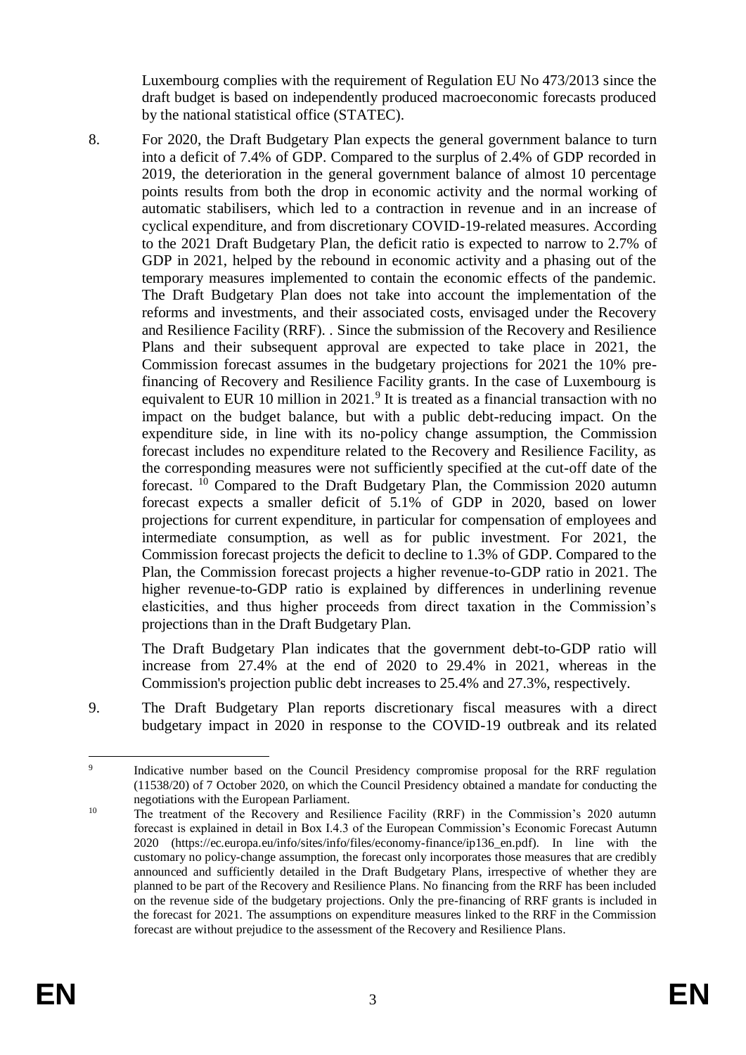Luxembourg complies with the requirement of Regulation EU No 473/2013 since the draft budget is based on independently produced macroeconomic forecasts produced by the national statistical office (STATEC).

8. For 2020, the Draft Budgetary Plan expects the general government balance to turn into a deficit of 7.4% of GDP. Compared to the surplus of 2.4% of GDP recorded in 2019, the deterioration in the general government balance of almost 10 percentage points results from both the drop in economic activity and the normal working of automatic stabilisers, which led to a contraction in revenue and in an increase of cyclical expenditure, and from discretionary COVID-19-related measures. According to the 2021 Draft Budgetary Plan, the deficit ratio is expected to narrow to 2.7% of GDP in 2021, helped by the rebound in economic activity and a phasing out of the temporary measures implemented to contain the economic effects of the pandemic. The Draft Budgetary Plan does not take into account the implementation of the reforms and investments, and their associated costs, envisaged under the Recovery and Resilience Facility (RRF). . Since the submission of the Recovery and Resilience Plans and their subsequent approval are expected to take place in 2021, the Commission forecast assumes in the budgetary projections for 2021 the 10% pre-financing of Recovery and Resilience Facility grants. In the case of Luxembourg is equivalent to EUR 10 million in 2021.[9] It is treated as a financial transaction with no impact on the budget balance, but with a public debt-reducing impact. On the expenditure side, in line with its no-policy change assumption, the Commission forecast includes no expenditure related to the Recovery and Resilience Facility, as the corresponding measures were not sufficiently specified at the cut-off date of the forecast. [10] Compared to the Draft Budgetary Plan, the Commission 2020 autumn forecast expects a smaller deficit of 5.1% of GDP in 2020, based on lower projections for current expenditure, in particular for compensation of employees and intermediate consumption, as well as for public investment. For 2021, the Commission forecast projects the deficit to decline to 1.3% of GDP. Compared to the Plan, the Commission forecast projects a higher revenue-to-GDP ratio in 2021. The higher revenue-to-GDP ratio is explained by differences in underlining revenue elasticities, and thus higher proceeds from direct taxation in the Commission's projections than in the Draft Budgetary Plan.

   The Draft Budgetary Plan indicates that the government debt-to-GDP ratio will increase from 27.4% at the end of 2020 to 29.4% in 2021, whereas in the Commission's projection public debt increases to 25.4% and 27.3%, respectively.

9. The Draft Budgetary Plan reports discretionary fiscal measures with a direct budgetary impact in 2020 in response to the COVID-19 outbreak and its related

---

[9] Indicative number based on the Council Presidency compromise proposal for the RRF regulation (11538/20) of 7 October 2020, on which the Council Presidency obtained a mandate for conducting the negotiations with the European Parliament.

[10] The treatment of the Recovery and Resilience Facility (RRF) in the Commission's 2020 autumn forecast is explained in detail in Box I.4.3 of the European Commission's Economic Forecast Autumn 2020 (https://ec.europa.eu/info/sites/info/files/economy-finance/ip136_en.pdf). In line with the customary no policy-change assumption, the forecast only incorporates those measures that are credibly announced and sufficiently detailed in the Draft Budgetary Plans, irrespective of whether they are planned to be part of the Recovery and Resilience Plans. No financing from the RRF has been included on the revenue side of the budgetary projections. Only the pre-financing of RRF grants is included in the forecast for 2021. The assumptions on expenditure measures linked to the RRF in the Commission forecast are without prejudice to the assessment of the Recovery and Resilience Plans.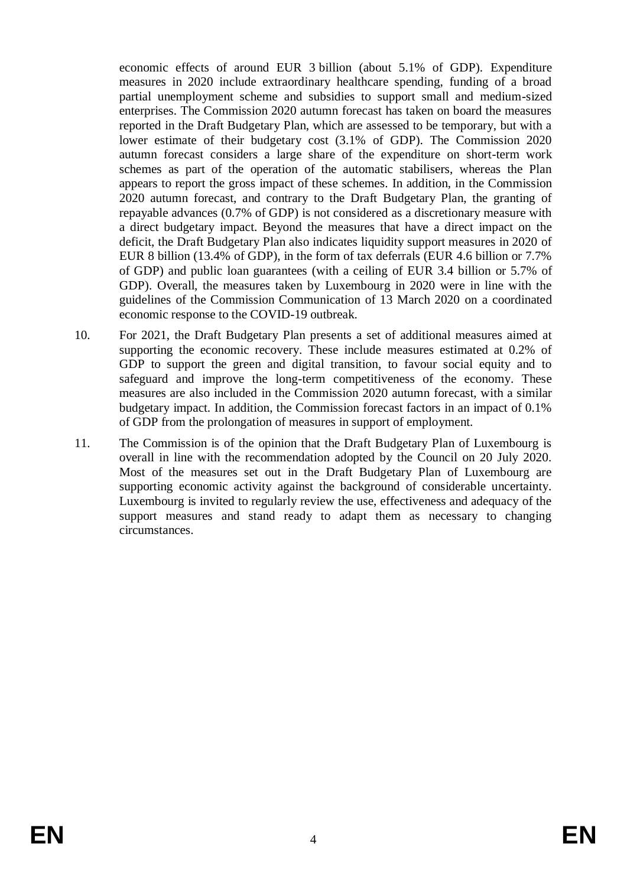economic effects of around EUR 3 billion (about 5.1% of GDP). Expenditure measures in 2020 include extraordinary healthcare spending, funding of a broad partial unemployment scheme and subsidies to support small and medium-sized enterprises. The Commission 2020 autumn forecast has taken on board the measures reported in the Draft Budgetary Plan, which are assessed to be temporary, but with a lower estimate of their budgetary cost (3.1% of GDP). The Commission 2020 autumn forecast considers a large share of the expenditure on short-term work schemes as part of the operation of the automatic stabilisers, whereas the Plan appears to report the gross impact of these schemes. In addition, in the Commission 2020 autumn forecast, and contrary to the Draft Budgetary Plan, the granting of repayable advances (0.7% of GDP) is not considered as a discretionary measure with a direct budgetary impact. Beyond the measures that have a direct impact on the deficit, the Draft Budgetary Plan also indicates liquidity support measures in 2020 of EUR 8 billion (13.4% of GDP), in the form of tax deferrals (EUR 4.6 billion or 7.7% of GDP) and public loan guarantees (with a ceiling of EUR 3.4 billion or 5.7% of GDP). Overall, the measures taken by Luxembourg in 2020 were in line with the guidelines of the Commission Communication of 13 March 2020 on a coordinated economic response to the COVID-19 outbreak.

10. For 2021, the Draft Budgetary Plan presents a set of additional measures aimed at supporting the economic recovery. These include measures estimated at 0.2% of GDP to support the green and digital transition, to favour social equity and to safeguard and improve the long-term competitiveness of the economy. These measures are also included in the Commission 2020 autumn forecast, with a similar budgetary impact. In addition, the Commission forecast factors in an impact of 0.1% of GDP from the prolongation of measures in support of employment.

11. The Commission is of the opinion that the Draft Budgetary Plan of Luxembourg is overall in line with the recommendation adopted by the Council on 20 July 2020. Most of the measures set out in the Draft Budgetary Plan of Luxembourg are supporting economic activity against the background of considerable uncertainty. Luxembourg is invited to regularly review the use, effectiveness and adequacy of the support measures and stand ready to adapt them as necessary to changing circumstances.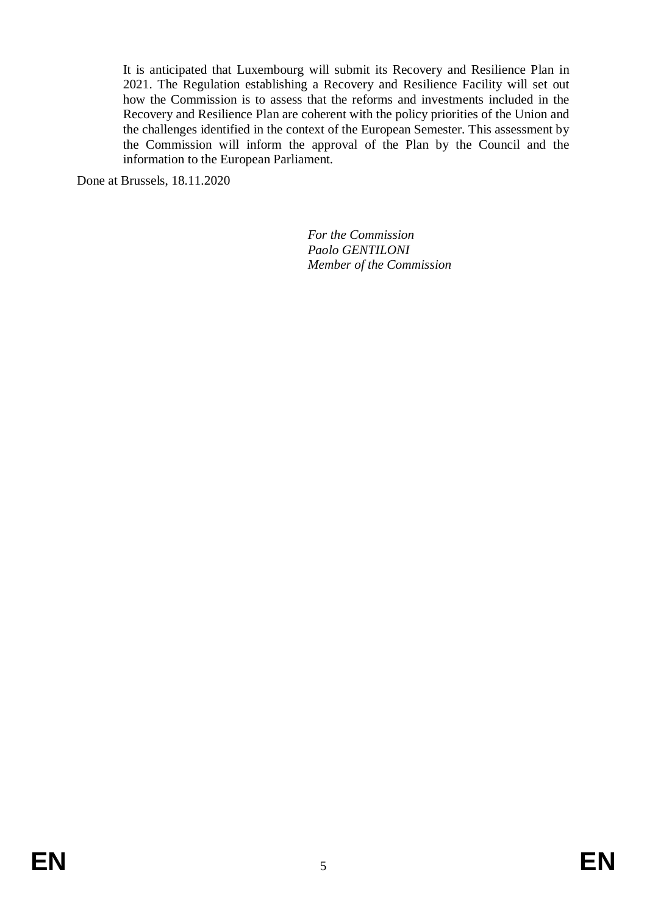It is anticipated that Luxembourg will submit its Recovery and Resilience Plan in 2021. The Regulation establishing a Recovery and Resilience Facility will set out how the Commission is to assess that the reforms and investments included in the Recovery and Resilience Plan are coherent with the policy priorities of the Union and the challenges identified in the context of the European Semester. This assessment by the Commission will inform the approval of the Plan by the Council and the information to the European Parliament.

Done at Brussels, 18.11.2020

*For the Commission*
*Paolo GENTILONI*
*Member of the Commission*